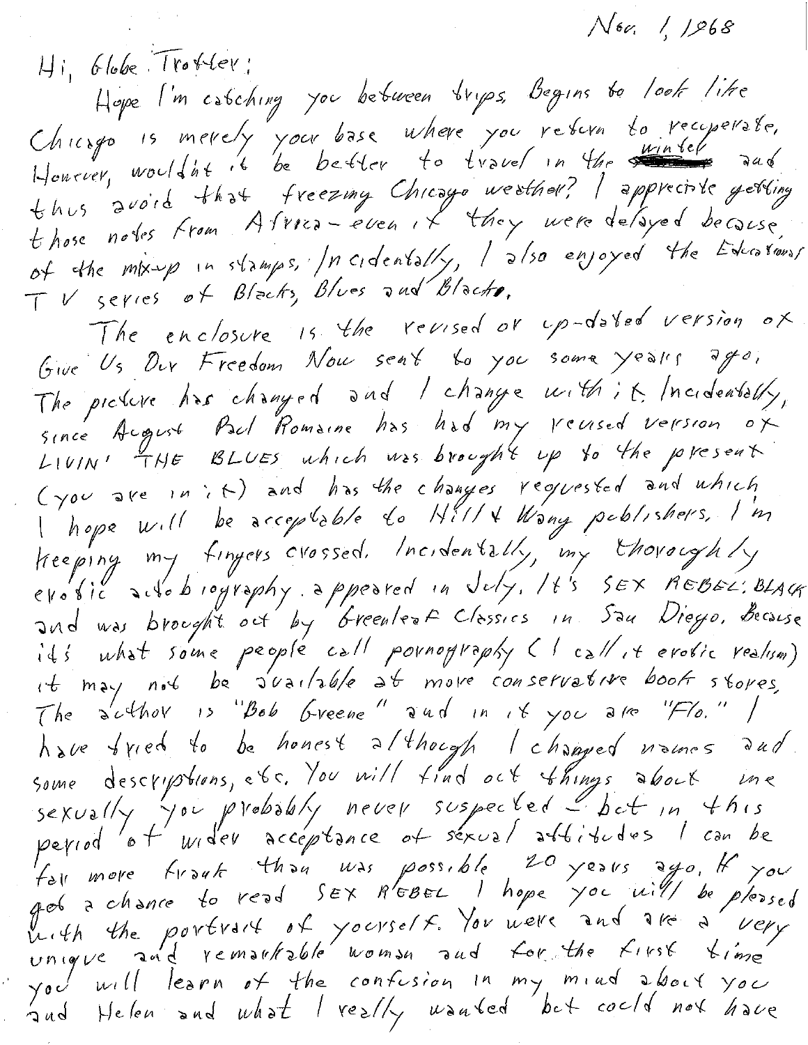Nov. 1, 1968

Hi, Globe Trotter:

Hope I'm catching you between trips. Begins to look like Chicago is merely your base where you return to recuperate. However, wouldn't it be better to travel in the winter and thus avoid that freezing Chicago weather? I appreciate getting those notes from Africa – even if they were delayed because of the mix-up in stamps. Incidentally, I also enjoyed the Educational TV series of Blacks, Blues and Blacks.

The enclosure is the revised or up-dated version of Give Us Our Freedom Now sent to you some years ago. The picture has changed and I change with it. Incidentally, since August Paul Romaine has had my revised version of LIVIN' THE BLUES which was brought up to the present (you are in it) and has the changes requested and which I hope will be acceptable to Hill & Wang publishers. I'm keeping my fingers crossed. Incidentally, my thoroughly erotic autobiography appeared in July. It's SEX REBEL: BLACK and was brought out by Greenleaf Classics in San Diego. Because it's what some people call pornography (I call it erotic realism) it may not be available at more conservative book stores. The author is "Bob Greene" and in it you are "Flo." I have tried to be honest although I changed names and some descriptions, etc. You will find out things about me sexually you probably never suspected – but in this period of wider acceptance of sexual attitudes I can be far more frank than was possible 20 years ago. If you get a chance to read SEX REBEL I hope you will be pleased with the portrait of yourself. You were and are a very unique and remarkable woman and for the first time you will learn of the confusion in my mind about you and Helen and what I really wanted but could not have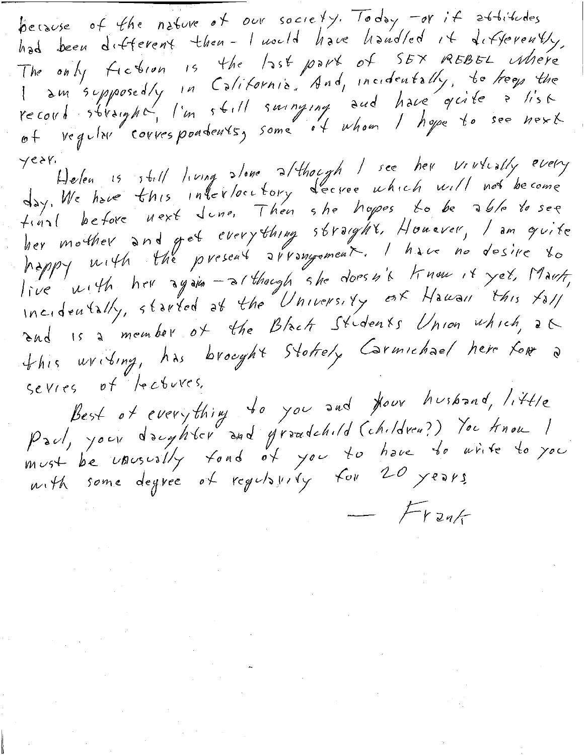because of the nature of our society. Today - or if attitudes had been different then - I would have handled it differently. The only fiction is the last part of SEX REBEL where I am supposedly in California. And, incidentally, to keep the record straight, I'm still swinging and have quite a list of regular correspondents, some of whom I hope to see next year.

Helen is still living alone although I see her virtually every day. We have this interlocutory decree which will not become final before next June. Then she hopes to be able to see her mother and get everything straight. However, I am quite happy with the present arrangement. I have no desire to live with her again - although she doesn't know it yet. Mark, incidentally, started at the University of Hawaii this fall and is a member of the Black Students Union which, at this writing, has brought Stokely Carmichael here for a series of lectures.

Best of everything to you and your husband, little Paul, your daughter and grandchild (children?) You know I must be unusually fond of you to have to write to you with some degree of regularity for 20 years.

— Frank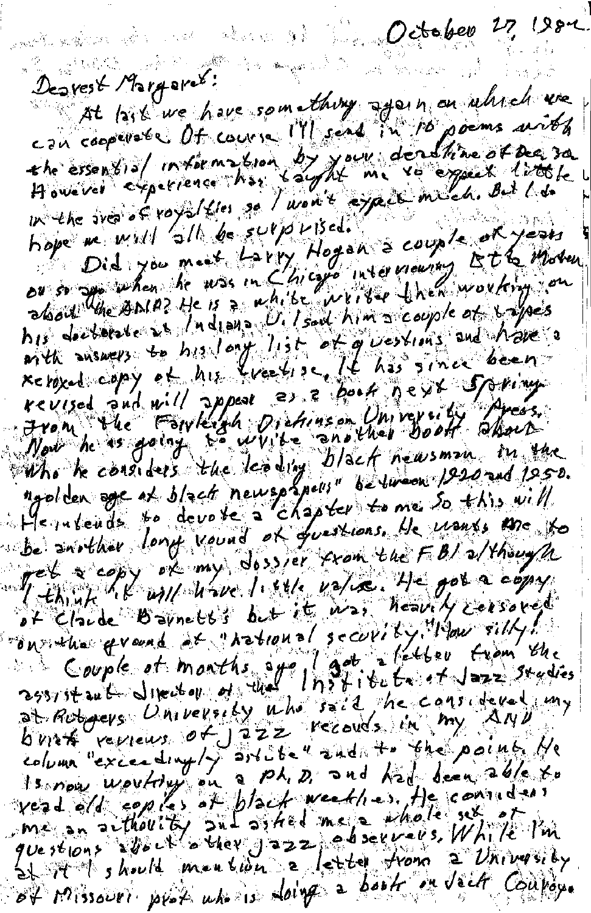October 27, 1982

Dearest Margaret:

At last we have something again on which we can cooperate. Of course I'll send in 10 poems with the essential information by your deadline of Dec 30. However experience has taught me to expect little in the area of royalties so I won't expect much. But I do hope we will all be surprised.

Did you meet Larry Hogan a couple of years or so ago when he was in Chicago interviewing Etta Moten about the ANP? He is a white writer then working on his doctorate at Indiana U. I sent him a couple of tapes with answers to his long list of questions and have a xeroxed copy of his treatise. It has since been revised and will appear as a book next Spring from the Fairleigh Dickinson University Press. Now he is going to write another book about who he considers the leading black newsman in the "golden age of black newspapers" between 1920 and 1950. He intends to devote a chapter to me. So this will be another long round of questions. He wants me to get a copy of my dossier from the FBI although I think it will have little value. He got a copy of Claude Barnett's but it was heavily censored on the ground of "national security." How silly!

Couple of months ago I got a letter from the assistant director of the Institute of Jazz Studies at Rutgers University who said he considered my brief reviews of jazz records in my ANP column "exceedingly astute" and to the point. He is now working on a Ph.D. and had been able to read old copies of black weeklies. He considers me an authority and asked me a whole set of questions about other jazz observers. While I'm at it I should mention a letter from a University of Missouri prof who is doing a book on Jack Conroy.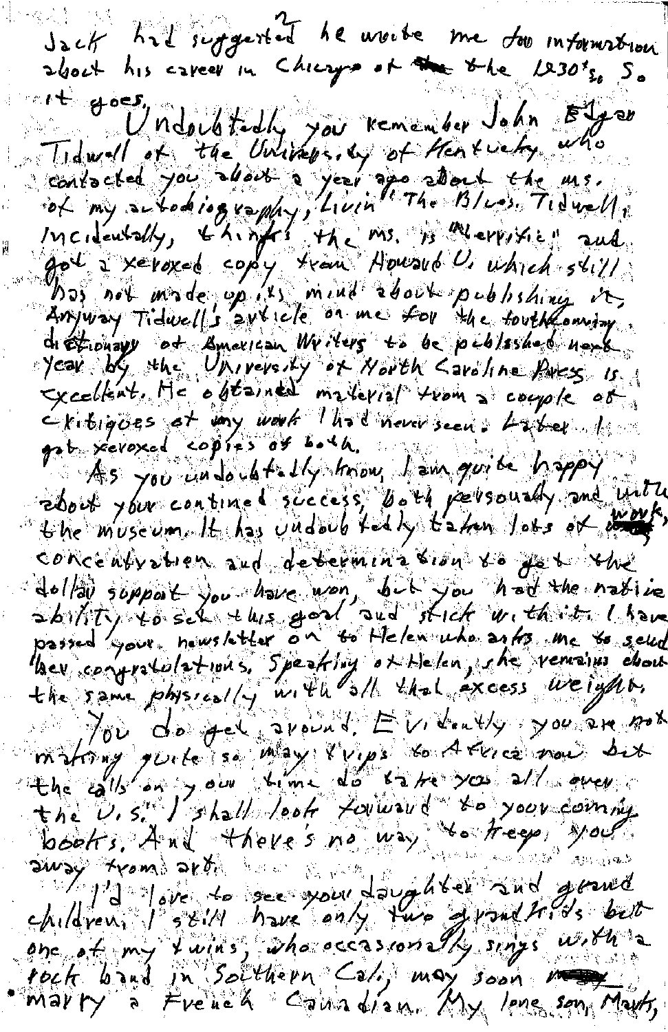Jack had suggested he write me for information about his career in Chicago of the 1930's. So it goes.

Undoubtedly you remember John Edgar Tidwell of the University of Kentucky who contacted you about a year ago about the ms. of my autobiography, Livin' The Blues. Tidwell, incidentally, thinks the ms. is "terrific" and got a xeroxed copy from Howard U. which still has not made up its mind about publishing it. Anyway Tidwell's article on me for the forthcoming dictionary of American Writers to be published next year by the University of North Carolina Press is excellent. He obtained material from a couple of critiques of my work I had never seen. Later I got xeroxed copies of both.

As you undoubtedly know, I am quite happy about your continued success, both personally and with the museum. It has undoubtedly taken lots of work, concentration and determination to get the dollar support you have won, but you had the native ability to set this goal and stick with it. I have passed your newsletter on to Helen who asks me to send her congratulations. Speaking of Helen, she remains about the same physically with all that excess weight.

You do get around. Evidently you are not making quite so many trips to Africa now but the calls on your time do take you all over the U.S. I shall look forward to your coming books. And there's no way to keep you away from art.

I'd love to see your daughter and grand children. I still have only two grandkids but one of my twins, who occasionally sings with a rock band in Southern Cali, may soon marry a French Canadian. My lone son, Mark,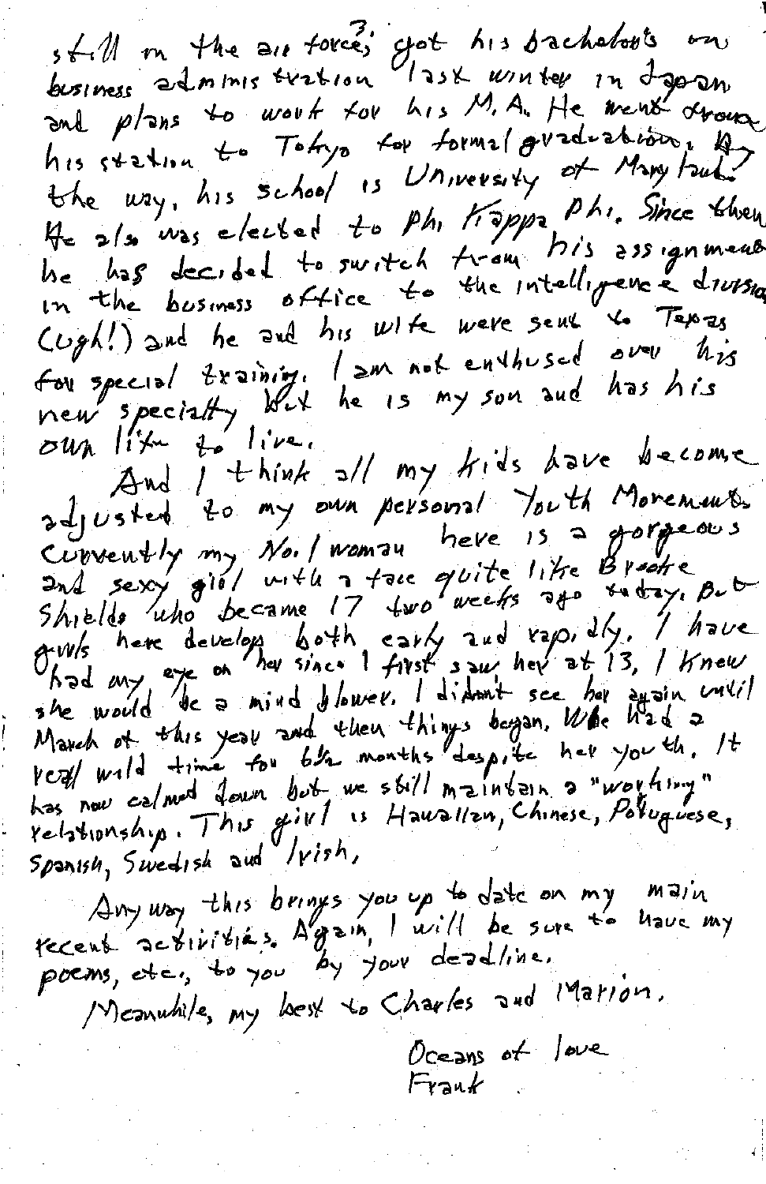still in the air force; got his bachelor's in business administration last winter in Japan and plans to work for his M.A. He went from his station to Tokyo for formal graduation. By the way, his school is University of Maryland. He also was elected to Phi Kappa Phi. Since then he has decided to switch from his assignment in the business office to the intelligence division (ugh!) and he and his wife were sent to Texas for special training. I am not enthused over his new specialty but he is my son and has his own life to live.

And I think all my kids have become adjusted to my own personal Youth Movement. Currently my No. 1 woman here is a gorgeous and sexy girl with a face quite like Brooke Shields who became 17 two weeks ago today. But girls here develop both early and rapidly. I have had my eye on her since I first saw her at 13, I knew she would be a mind blower. I didn't see her again until March of this year and then things began. We had a real wild time for 6½ months despite her youth. It has now calmed down but we still maintain a "working" relationship. This girl is Hawaiian, Chinese, Portuguese, Spanish, Swedish and Irish,

Anyway this brings you up to date on my main recent activities. Again, I will be sure to have my poems, etc., to you by your deadline.

Meanwhile, my best to Charles and Marion.

Oceans of love
Frank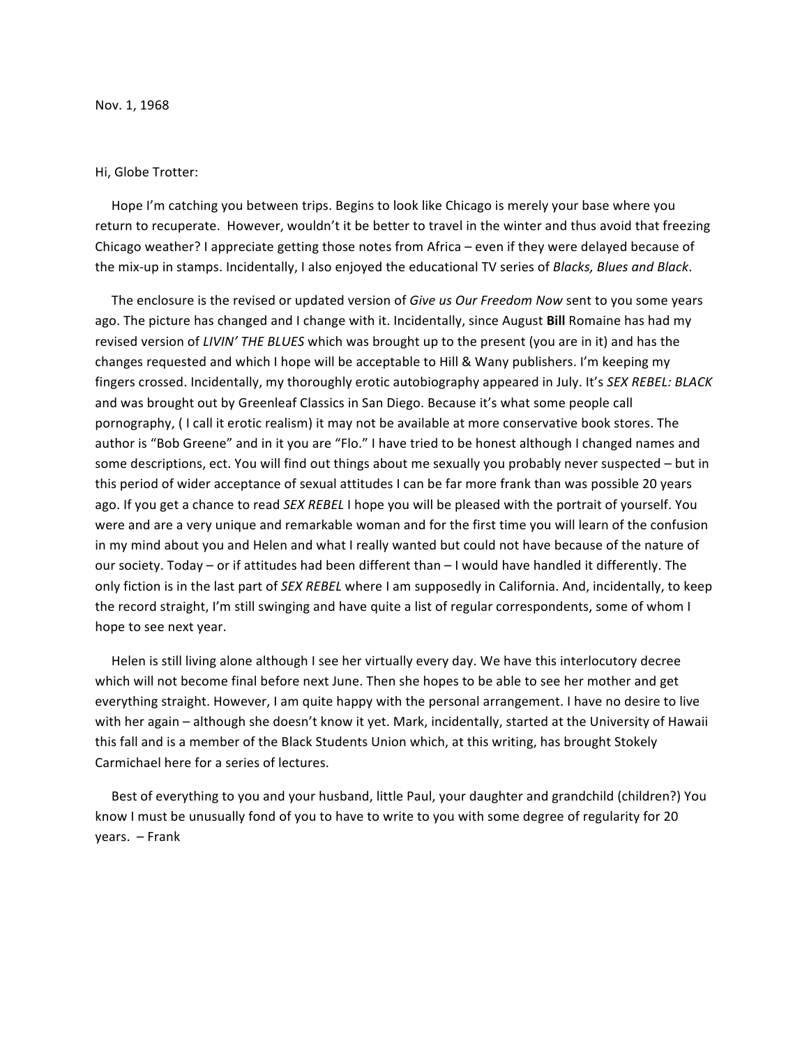Nov. 1, 1968

Hi, Globe Trotter:

Hope I'm catching you between trips. Begins to look like Chicago is merely your base where you return to recuperate. However, wouldn't it be better to travel in the winter and thus avoid that freezing Chicago weather? I appreciate getting those notes from Africa – even if they were delayed because of the mix-up in stamps. Incidentally, I also enjoyed the educational TV series of *Blacks, Blues and Black*.

The enclosure is the revised or updated version of *Give us Our Freedom Now* sent to you some years ago. The picture has changed and I change with it. Incidentally, since August **Bill** Romaine has had my revised version of *LIVIN' THE BLUES* which was brought up to the present (you are in it) and has the changes requested and which I hope will be acceptable to Hill & Wany publishers. I'm keeping my fingers crossed. Incidentally, my thoroughly erotic autobiography appeared in July. It's *SEX REBEL: BLACK* and was brought out by Greenleaf Classics in San Diego. Because it's what some people call pornography, ( I call it erotic realism) it may not be available at more conservative book stores. The author is "Bob Greene" and in it you are "Flo." I have tried to be honest although I changed names and some descriptions, ect. You will find out things about me sexually you probably never suspected – but in this period of wider acceptance of sexual attitudes I can be far more frank than was possible 20 years ago. If you get a chance to read *SEX REBEL* I hope you will be pleased with the portrait of yourself. You were and are a very unique and remarkable woman and for the first time you will learn of the confusion in my mind about you and Helen and what I really wanted but could not have because of the nature of our society. Today – or if attitudes had been different than – I would have handled it differently. The only fiction is in the last part of *SEX REBEL* where I am supposedly in California. And, incidentally, to keep the record straight, I'm still swinging and have quite a list of regular correspondents, some of whom I hope to see next year.

Helen is still living alone although I see her virtually every day. We have this interlocutory decree which will not become final before next June. Then she hopes to be able to see her mother and get everything straight. However, I am quite happy with the personal arrangement. I have no desire to live with her again – although she doesn't know it yet. Mark, incidentally, started at the University of Hawaii this fall and is a member of the Black Students Union which, at this writing, has brought Stokely Carmichael here for a series of lectures.

Best of everything to you and your husband, little Paul, your daughter and grandchild (children?) You know I must be unusually fond of you to have to write to you with some degree of regularity for 20 years. – Frank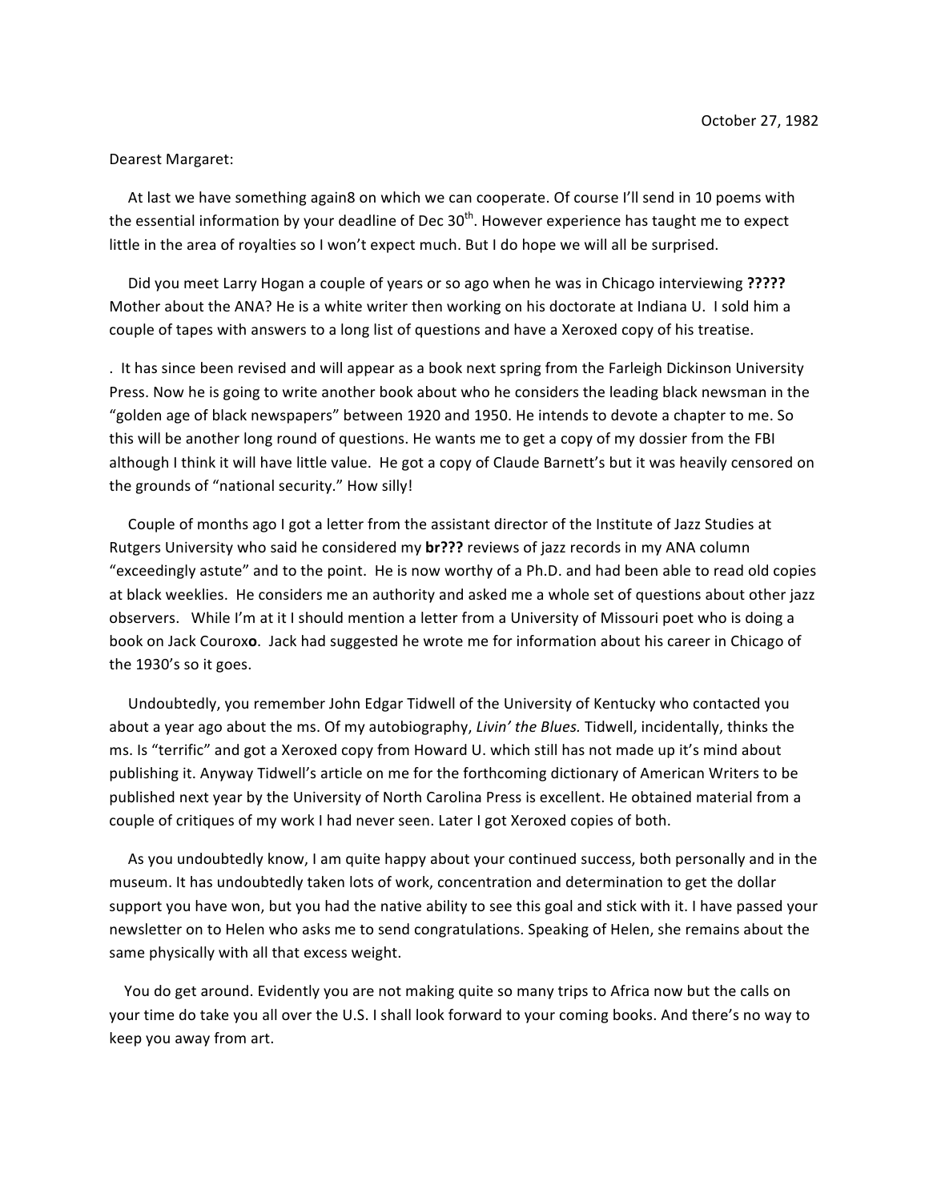October 27, 1982

Dearest Margaret:

At last we have something again8 on which we can cooperate. Of course I'll send in 10 poems with the essential information by your deadline of Dec 30th. However experience has taught me to expect little in the area of royalties so I won't expect much. But I do hope we will all be surprised.

Did you meet Larry Hogan a couple of years or so ago when he was in Chicago interviewing **?????** Mother about the ANA? He is a white writer then working on his doctorate at Indiana U. I sold him a couple of tapes with answers to a long list of questions and have a Xeroxed copy of his treatise.

. It has since been revised and will appear as a book next spring from the Farleigh Dickinson University Press. Now he is going to write another book about who he considers the leading black newsman in the "golden age of black newspapers" between 1920 and 1950. He intends to devote a chapter to me. So this will be another long round of questions. He wants me to get a copy of my dossier from the FBI although I think it will have little value. He got a copy of Claude Barnett's but it was heavily censored on the grounds of "national security." How silly!

Couple of months ago I got a letter from the assistant director of the Institute of Jazz Studies at Rutgers University who said he considered my **br???** reviews of jazz records in my ANA column "exceedingly astute" and to the point. He is now worthy of a Ph.D. and had been able to read old copies at black weeklies. He considers me an authority and asked me a whole set of questions about other jazz observers. While I'm at it I should mention a letter from a University of Missouri poet who is doing a book on Jack Courox**o**. Jack had suggested he wrote me for information about his career in Chicago of the 1930's so it goes.

Undoubtedly, you remember John Edgar Tidwell of the University of Kentucky who contacted you about a year ago about the ms. Of my autobiography, *Livin' the Blues.* Tidwell, incidentally, thinks the ms. Is "terrific" and got a Xeroxed copy from Howard U. which still has not made up it's mind about publishing it. Anyway Tidwell's article on me for the forthcoming dictionary of American Writers to be published next year by the University of North Carolina Press is excellent. He obtained material from a couple of critiques of my work I had never seen. Later I got Xeroxed copies of both.

As you undoubtedly know, I am quite happy about your continued success, both personally and in the museum. It has undoubtedly taken lots of work, concentration and determination to get the dollar support you have won, but you had the native ability to see this goal and stick with it. I have passed your newsletter on to Helen who asks me to send congratulations. Speaking of Helen, she remains about the same physically with all that excess weight.

You do get around. Evidently you are not making quite so many trips to Africa now but the calls on your time do take you all over the U.S. I shall look forward to your coming books. And there's no way to keep you away from art.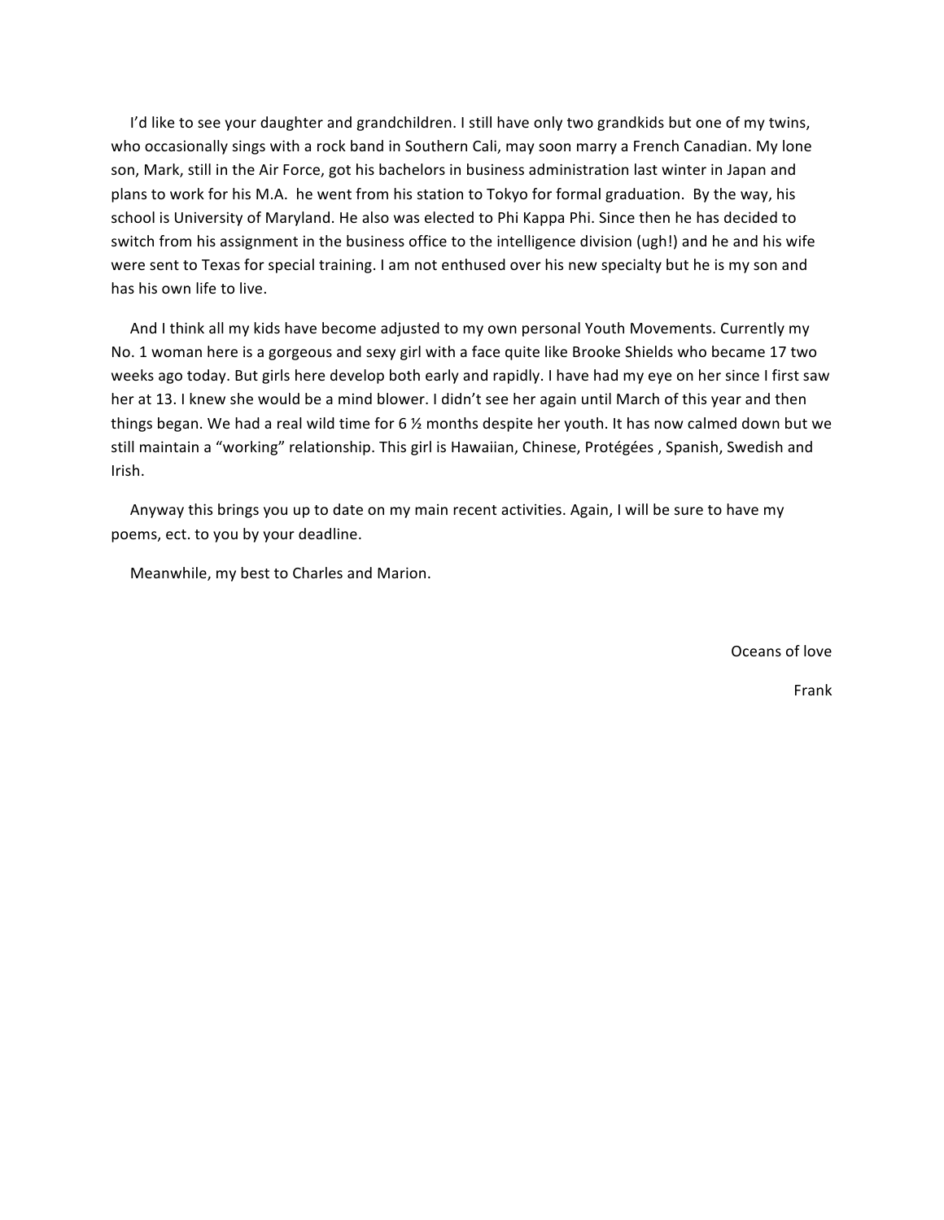I'd like to see your daughter and grandchildren. I still have only two grandkids but one of my twins, who occasionally sings with a rock band in Southern Cali, may soon marry a French Canadian. My lone son, Mark, still in the Air Force, got his bachelors in business administration last winter in Japan and plans to work for his M.A. he went from his station to Tokyo for formal graduation. By the way, his school is University of Maryland. He also was elected to Phi Kappa Phi. Since then he has decided to switch from his assignment in the business office to the intelligence division (ugh!) and he and his wife were sent to Texas for special training. I am not enthused over his new specialty but he is my son and has his own life to live.

And I think all my kids have become adjusted to my own personal Youth Movements. Currently my No. 1 woman here is a gorgeous and sexy girl with a face quite like Brooke Shields who became 17 two weeks ago today. But girls here develop both early and rapidly. I have had my eye on her since I first saw her at 13. I knew she would be a mind blower. I didn't see her again until March of this year and then things began. We had a real wild time for 6 ½ months despite her youth. It has now calmed down but we still maintain a "working" relationship. This girl is Hawaiian, Chinese, Protégées , Spanish, Swedish and Irish.

Anyway this brings you up to date on my main recent activities. Again, I will be sure to have my poems, ect. to you by your deadline.

Meanwhile, my best to Charles and Marion.

Oceans of love

Frank